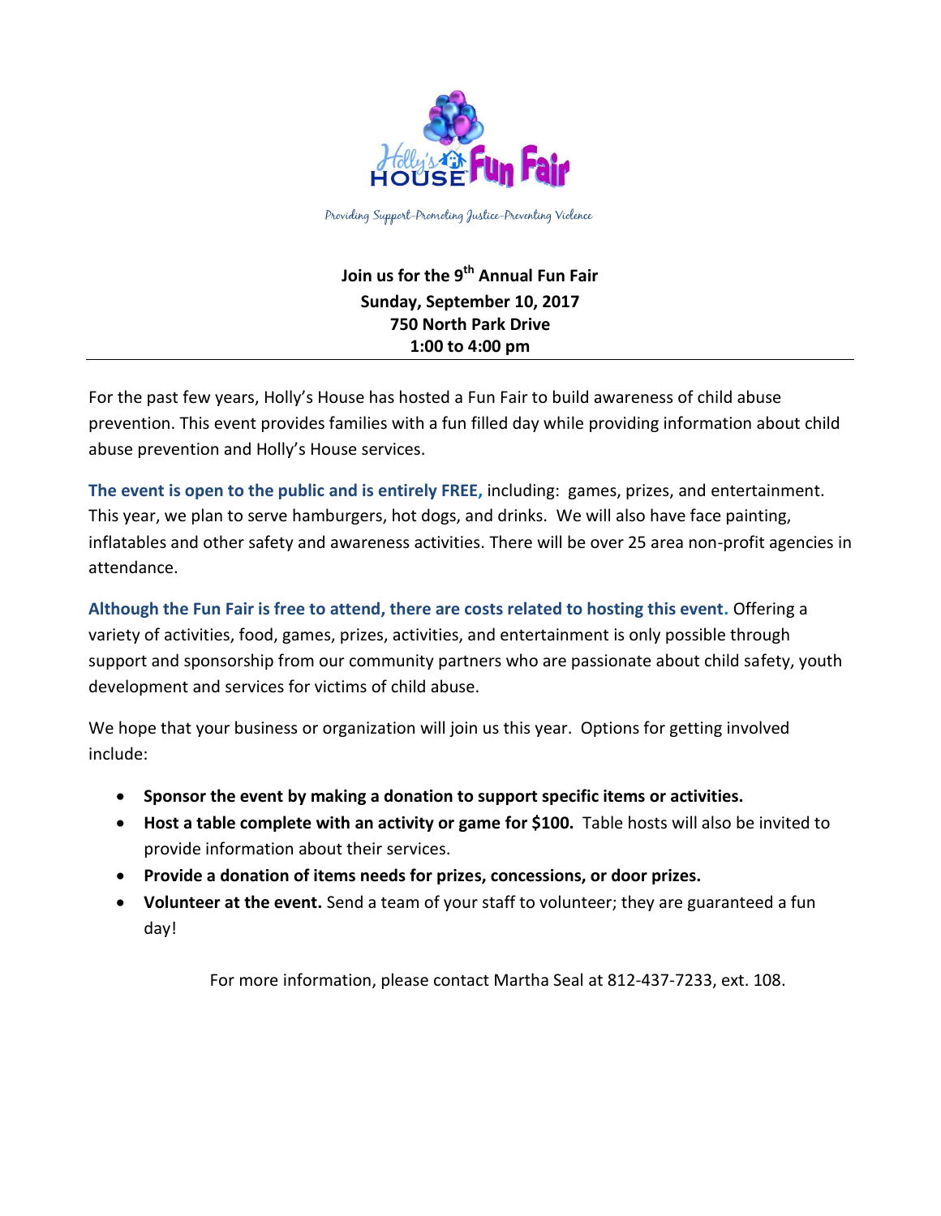# Holly's House Fun Fair

*Providing Support–Promoting Justice–Preventing Violence*

**Join us for the 9th Annual Fun Fair**
**Sunday, September 10, 2017**
**750 North Park Drive**
**1:00 to 4:00 pm**

---

For the past few years, Holly's House has hosted a Fun Fair to build awareness of child abuse prevention. This event provides families with a fun filled day while providing information about child abuse prevention and Holly's House services.

**The event is open to the public and is entirely FREE,** including: games, prizes, and entertainment. This year, we plan to serve hamburgers, hot dogs, and drinks. We will also have face painting, inflatables and other safety and awareness activities. There will be over 25 area non-profit agencies in attendance.

**Although the Fun Fair is free to attend, there are costs related to hosting this event.** Offering a variety of activities, food, games, prizes, activities, and entertainment is only possible through support and sponsorship from our community partners who are passionate about child safety, youth development and services for victims of child abuse.

We hope that your business or organization will join us this year. Options for getting involved include:

- **Sponsor the event by making a donation to support specific items or activities.**
- **Host a table complete with an activity or game for $100.** Table hosts will also be invited to provide information about their services.
- **Provide a donation of items needs for prizes, concessions, or door prizes.**
- **Volunteer at the event.** Send a team of your staff to volunteer; they are guaranteed a fun day!

For more information, please contact Martha Seal at 812-437-7233, ext. 108.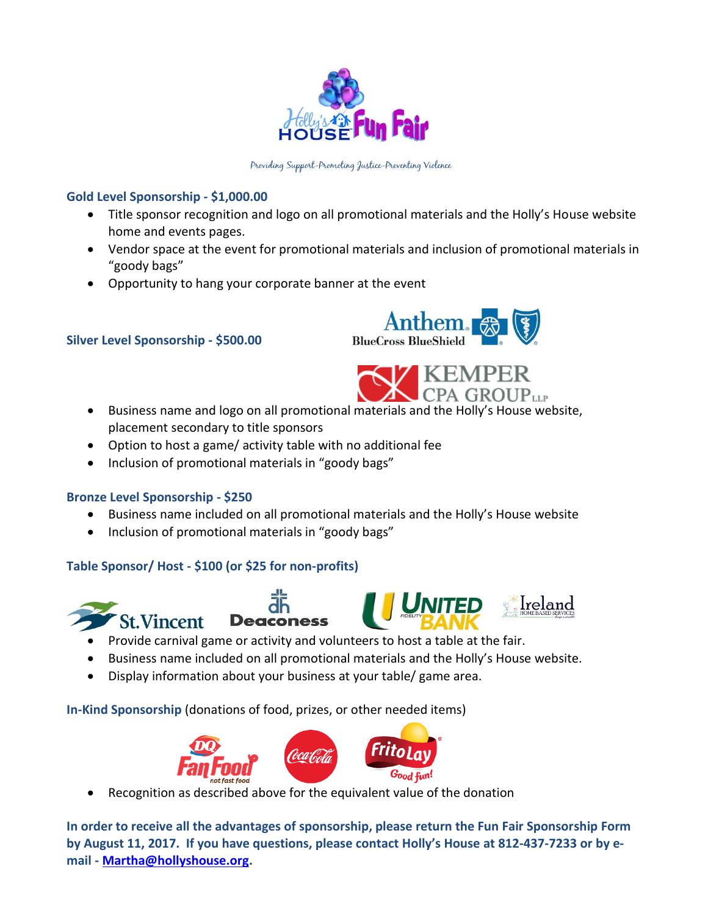Providing Support-Promoting Justice-Preventing Violence

### Gold Level Sponsorship - $1,000.00

- Title sponsor recognition and logo on all promotional materials and the Holly's House website home and events pages.
- Vendor space at the event for promotional materials and inclusion of promotional materials in "goody bags"
- Opportunity to hang your corporate banner at the event

### Silver Level Sponsorship - $500.00

- Business name and logo on all promotional materials and the Holly's House website, placement secondary to title sponsors
- Option to host a game/ activity table with no additional fee
- Inclusion of promotional materials in "goody bags"

### Bronze Level Sponsorship - $250

- Business name included on all promotional materials and the Holly's House website
- Inclusion of promotional materials in "goody bags"

### Table Sponsor/ Host - $100 (or $25 for non-profits)

- Provide carnival game or activity and volunteers to host a table at the fair.
- Business name included on all promotional materials and the Holly's House website.
- Display information about your business at your table/ game area.

**In-Kind Sponsorship** (donations of food, prizes, or other needed items)

- Recognition as described above for the equivalent value of the donation

**In order to receive all the advantages of sponsorship, please return the Fun Fair Sponsorship Form by August 11, 2017. If you have questions, please contact Holly's House at 812-437-7233 or by e-mail - Martha@hollyshouse.org.**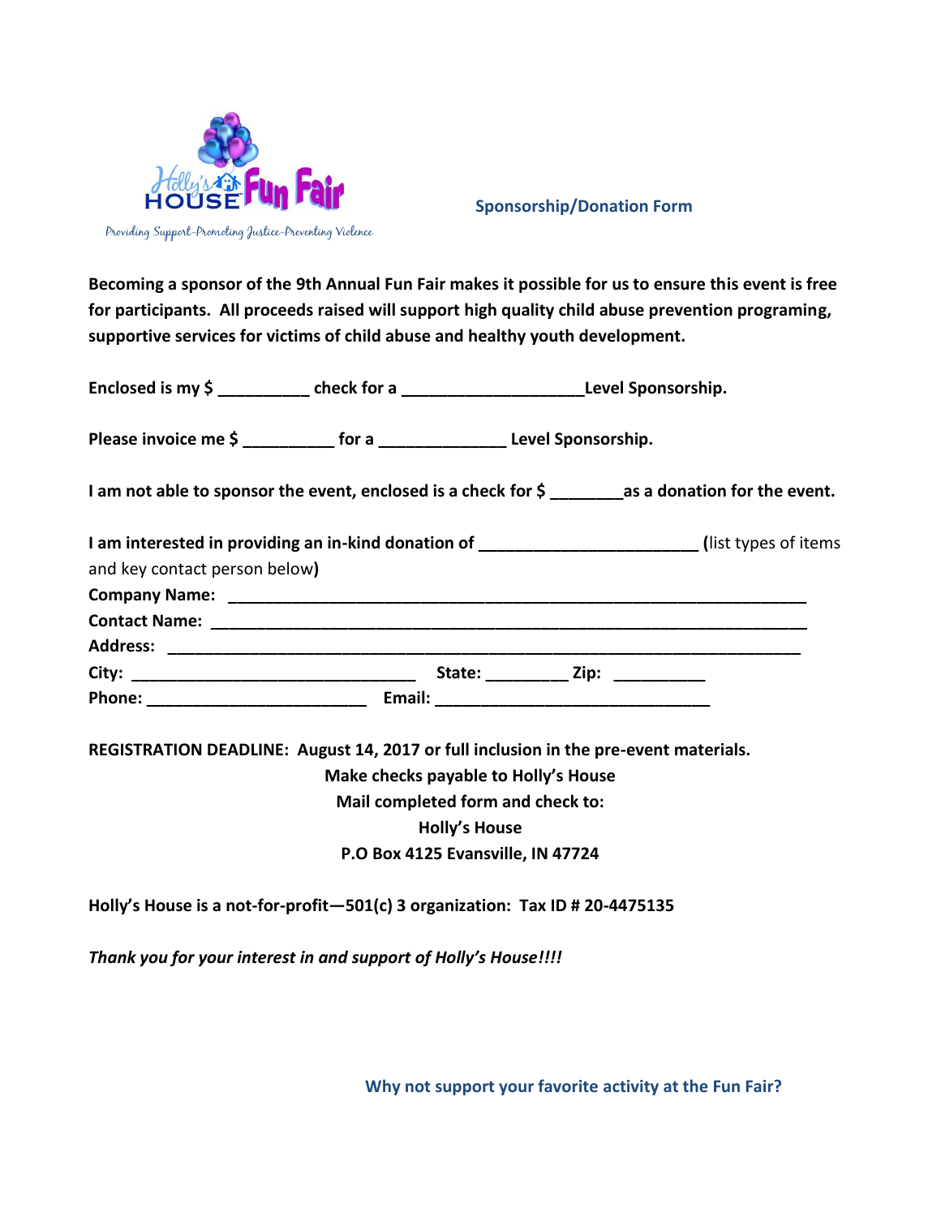Holly's House Fun Fair

Providing Support-Promoting Justice-Preventing Violence

## Sponsorship/Donation Form

**Becoming a sponsor of the 9th Annual Fun Fair makes it possible for us to ensure this event is free for participants. All proceeds raised will support high quality child abuse prevention programing, supportive services for victims of child abuse and healthy youth development.**

**Enclosed is my $ __________ check for a ____________________Level Sponsorship.**

**Please invoice me $ __________ for a ______________ Level Sponsorship.**

**I am not able to sponsor the event, enclosed is a check for $ ________as a donation for the event.**

**I am interested in providing an in-kind donation of ________________________ (**list types of items and key contact person below**)**

**Company Name:** ________________________________________________________________

**Contact Name:** ________________________________________________________________

**Address:** ______________________________________________________________________

**City:** ________________________________ **State:** _________ **Zip:** __________

**Phone:** _________________________ **Email:** _______________________________

**REGISTRATION DEADLINE: August 14, 2017 or full inclusion in the pre-event materials.**

**Make checks payable to Holly's House**

**Mail completed form and check to:**

**Holly's House**

**P.O Box 4125 Evansville, IN 47724**

**Holly's House is a not-for-profit—501(c) 3 organization: Tax ID # 20-4475135**

***Thank you for your interest in and support of Holly's House!!!!***

**Why not support your favorite activity at the Fun Fair?**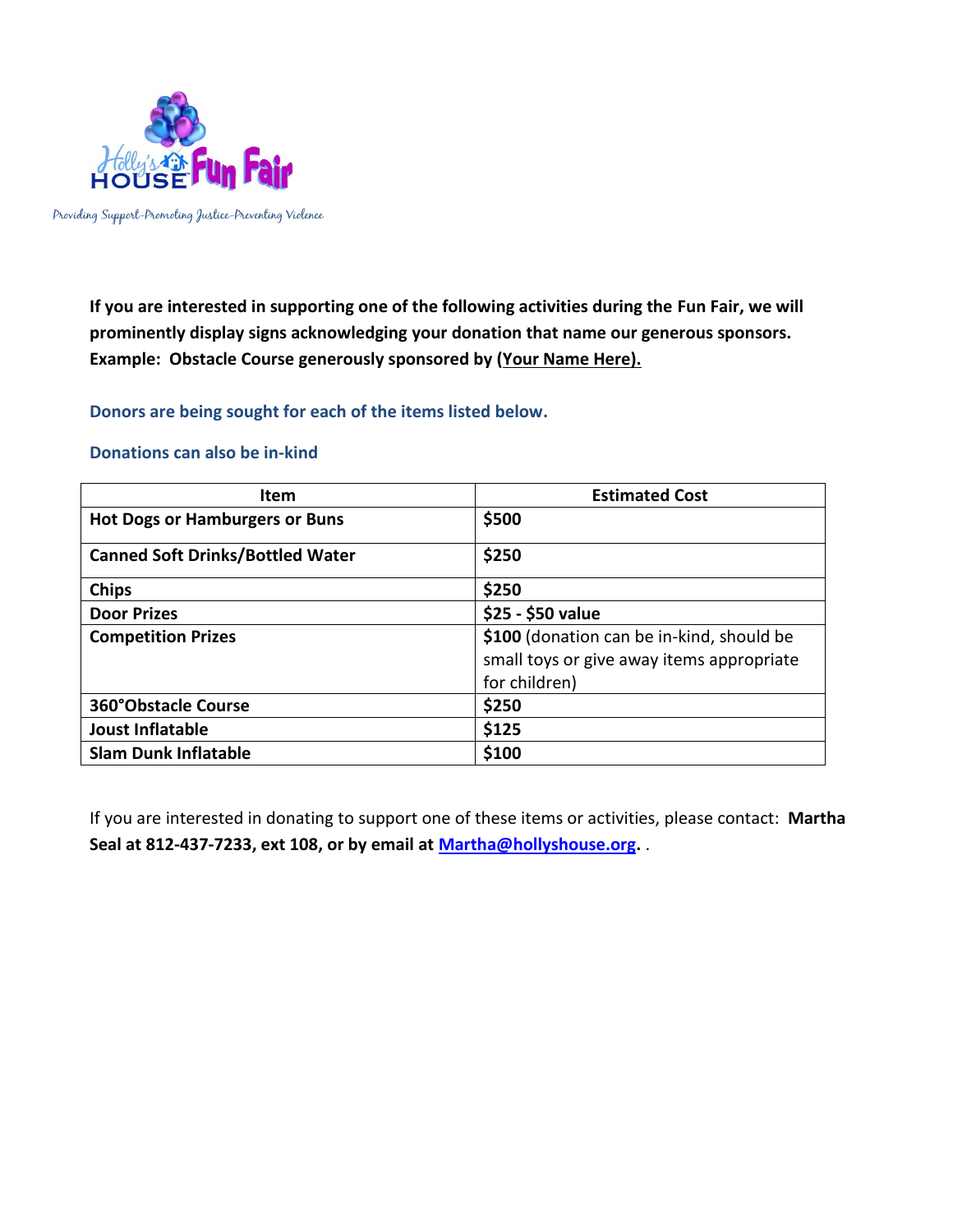Holly's House Fun Fair

*Providing Support-Promoting Justice-Preventing Violence*

**If you are interested in supporting one of the following activities during the Fun Fair, we will prominently display signs acknowledging your donation that name our generous sponsors. Example: Obstacle Course generously sponsored by (Your Name Here).**

**Donors are being sought for each of the items listed below.**

**Donations can also be in-kind**

| Item | Estimated Cost |
|---|---|
| **Hot Dogs or Hamburgers or Buns** | **$500** |
| **Canned Soft Drinks/Bottled Water** | **$250** |
| **Chips** | **$250** |
| **Door Prizes** | **$25 - $50 value** |
| **Competition Prizes** | **$100** (donation can be in-kind, should be small toys or give away items appropriate for children) |
| **360°Obstacle Course** | **$250** |
| **Joust Inflatable** | **$125** |
| **Slam Dunk Inflatable** | **$100** |

If you are interested in donating to support one of these items or activities, please contact: **Martha Seal at 812-437-7233, ext 108, or by email at Martha@hollyshouse.org.** .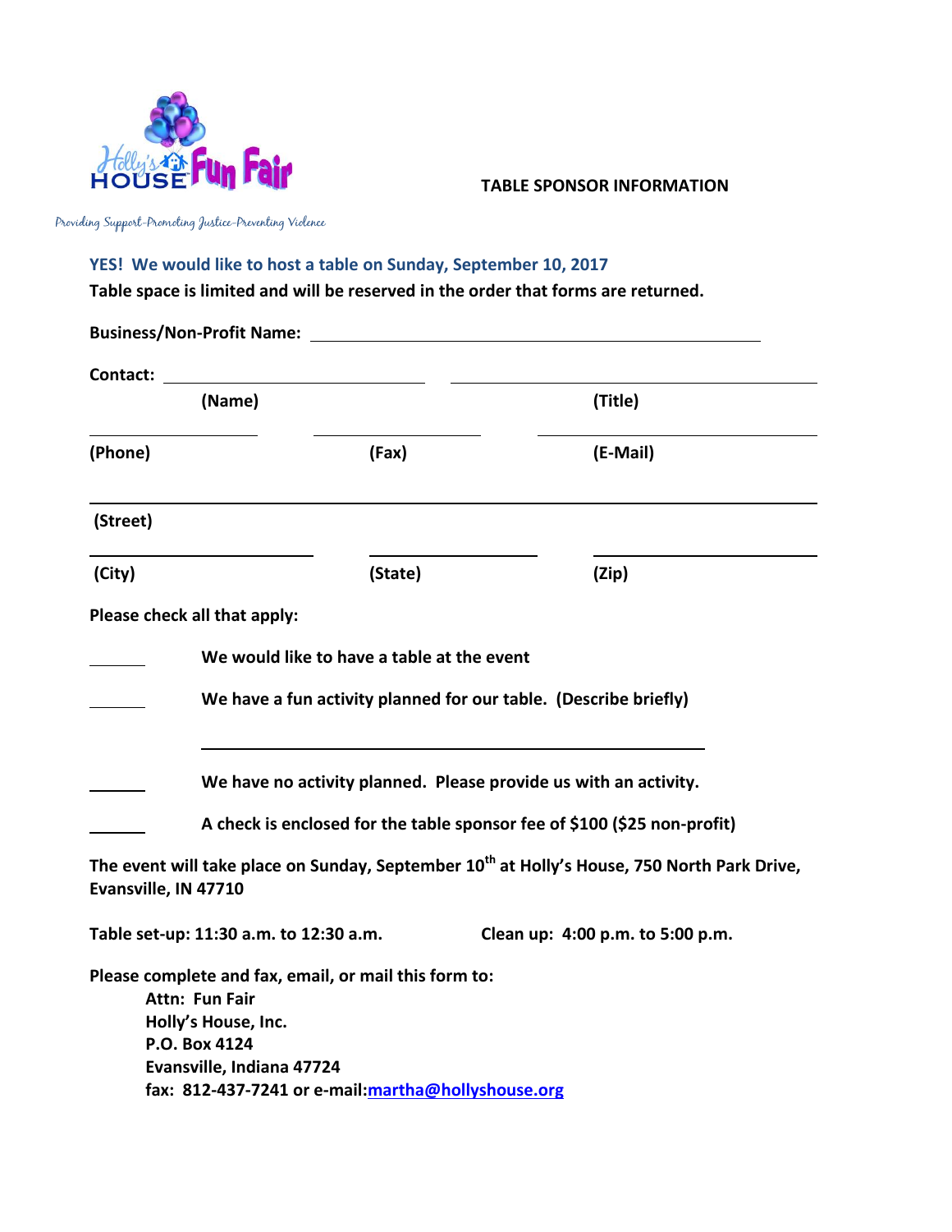Holly's House Fun Fair

## TABLE SPONSOR INFORMATION

*Providing Support-Promoting Justice-Preventing Violence*

**YES! We would like to host a table on Sunday, September 10, 2017**

**Table space is limited and will be reserved in the order that forms are returned.**

**Business/Non-Profit Name:** ____________________________________________

**Contact:** ________________________ ________________________________

**(Name)** **(Title)**

________________ ________________ ________________________

**(Phone)** **(Fax)** **(E-Mail)**

______________________________________________________________________

**(Street)**

____________________ ________________ ____________________

**(City)** **(State)** **(Zip)**

**Please check all that apply:**

_____ **We would like to have a table at the event**

_____ **We have a fun activity planned for our table. (Describe briefly)**

______________________________________________

_____ **We have no activity planned. Please provide us with an activity.**

_____ **A check is enclosed for the table sponsor fee of $100 ($25 non-profit)**

**The event will take place on Sunday, September 10th at Holly's House, 750 North Park Drive, Evansville, IN 47710**

**Table set-up: 11:30 a.m. to 12:30 a.m.** **Clean up: 4:00 p.m. to 5:00 p.m.**

**Please complete and fax, email, or mail this form to:**

**Attn: Fun Fair**
**Holly's House, Inc.**
**P.O. Box 4124**
**Evansville, Indiana 47724**
**fax: 812-437-7241 or e-mail:martha@hollyshouse.org**